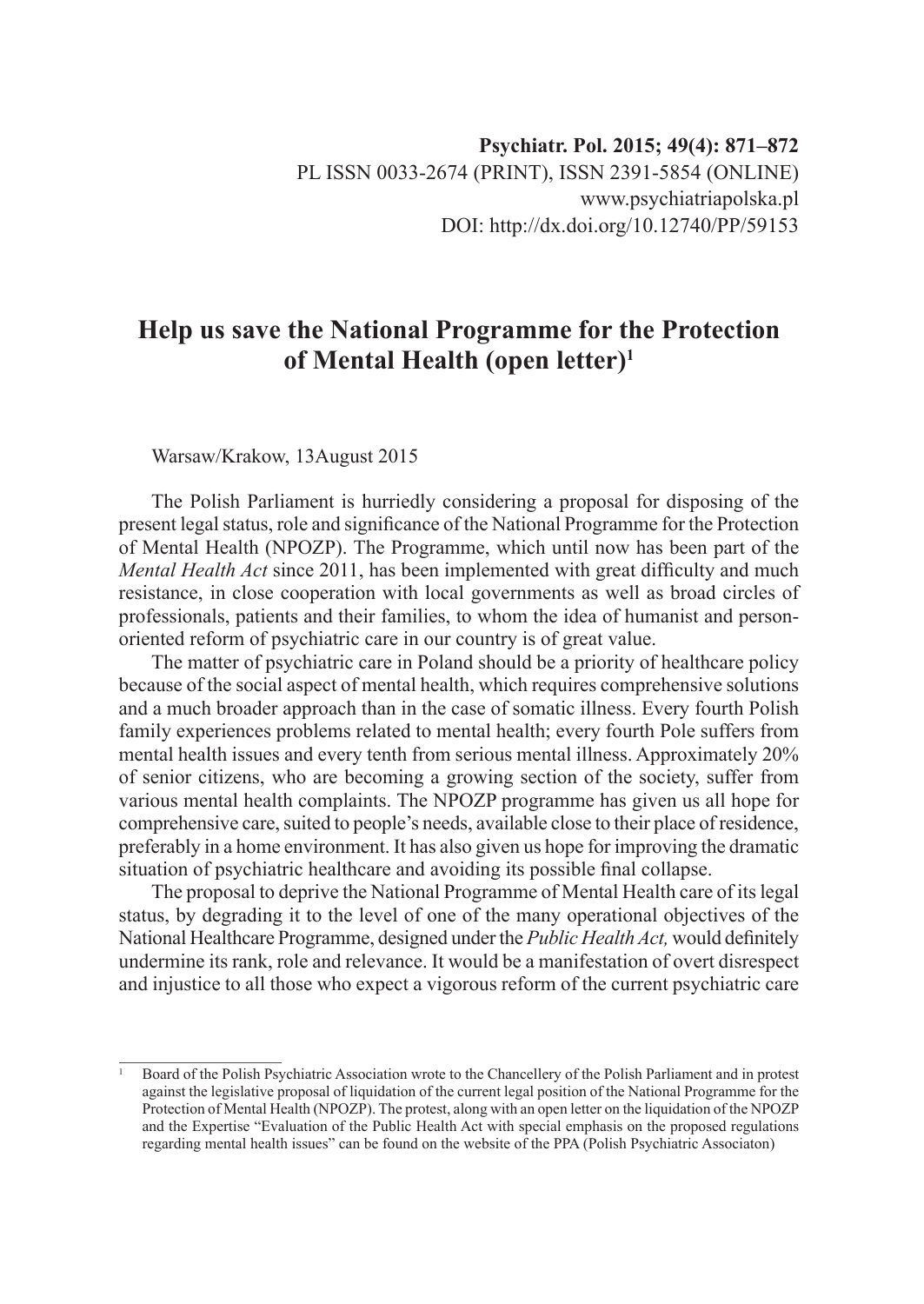# Help us save the National Programme for the Protection of Mental Health (open letter)[1]

Warsaw/Krakow, 13August 2015

The Polish Parliament is hurriedly considering a proposal for disposing of the present legal status, role and significance of the National Programme for the Protection of Mental Health (NPOZP). The Programme, which until now has been part of the *Mental Health Act* since 2011, has been implemented with great difficulty and much resistance, in close cooperation with local governments as well as broad circles of professionals, patients and their families, to whom the idea of humanist and person-oriented reform of psychiatric care in our country is of great value.

The matter of psychiatric care in Poland should be a priority of healthcare policy because of the social aspect of mental health, which requires comprehensive solutions and a much broader approach than in the case of somatic illness. Every fourth Polish family experiences problems related to mental health; every fourth Pole suffers from mental health issues and every tenth from serious mental illness. Approximately 20% of senior citizens, who are becoming a growing section of the society, suffer from various mental health complaints. The NPOZP programme has given us all hope for comprehensive care, suited to people's needs, available close to their place of residence, preferably in a home environment. It has also given us hope for improving the dramatic situation of psychiatric healthcare and avoiding its possible final collapse.

The proposal to deprive the National Programme of Mental Health care of its legal status, by degrading it to the level of one of the many operational objectives of the National Healthcare Programme, designed under the *Public Health Act,* would definitely undermine its rank, role and relevance. It would be a manifestation of overt disrespect and injustice to all those who expect a vigorous reform of the current psychiatric care

---

[1] Board of the Polish Psychiatric Association wrote to the Chancellery of the Polish Parliament and in protest against the legislative proposal of liquidation of the current legal position of the National Programme for the Protection of Mental Health (NPOZP). The protest, along with an open letter on the liquidation of the NPOZP and the Expertise "Evaluation of the Public Health Act with special emphasis on the proposed regulations regarding mental health issues" can be found on the website of the PPA (Polish Psychiatric Associaton)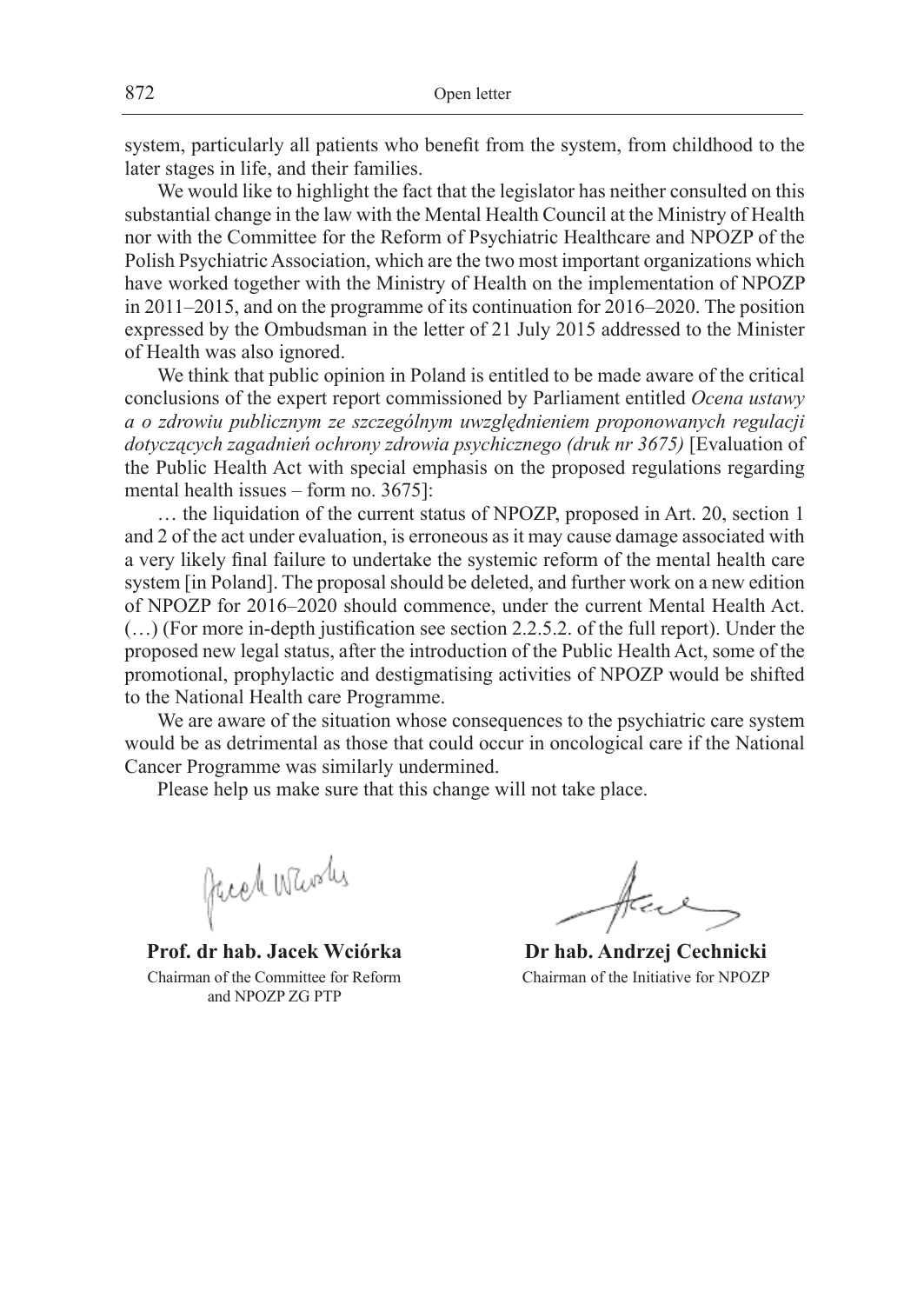system, particularly all patients who benefit from the system, from childhood to the later stages in life, and their families.

We would like to highlight the fact that the legislator has neither consulted on this substantial change in the law with the Mental Health Council at the Ministry of Health nor with the Committee for the Reform of Psychiatric Healthcare and NPOZP of the Polish Psychiatric Association, which are the two most important organizations which have worked together with the Ministry of Health on the implementation of NPOZP in 2011–2015, and on the programme of its continuation for 2016–2020. The position expressed by the Ombudsman in the letter of 21 July 2015 addressed to the Minister of Health was also ignored.

We think that public opinion in Poland is entitled to be made aware of the critical conclusions of the expert report commissioned by Parliament entitled *Ocena ustawy a o zdrowiu publicznym ze szczególnym uwzględnieniem proponowanych regulacji dotyczących zagadnień ochrony zdrowia psychicznego (druk nr 3675)* [Evaluation of the Public Health Act with special emphasis on the proposed regulations regarding mental health issues – form no. 3675]:

… the liquidation of the current status of NPOZP, proposed in Art. 20, section 1 and 2 of the act under evaluation, is erroneous as it may cause damage associated with a very likely final failure to undertake the systemic reform of the mental health care system [in Poland]. The proposal should be deleted, and further work on a new edition of NPOZP for 2016–2020 should commence, under the current Mental Health Act. (…) (For more in-depth justification see section 2.2.5.2. of the full report). Under the proposed new legal status, after the introduction of the Public Health Act, some of the promotional, prophylactic and destigmatising activities of NPOZP would be shifted to the National Health care Programme.

We are aware of the situation whose consequences to the psychiatric care system would be as detrimental as those that could occur in oncological care if the National Cancer Programme was similarly undermined.

Please help us make sure that this change will not take place.

**Prof. dr hab. Jacek Wciórka**
Chairman of the Committee for Reform and NPOZP ZG PTP

**Dr hab. Andrzej Cechnicki**
Chairman of the Initiative for NPOZP